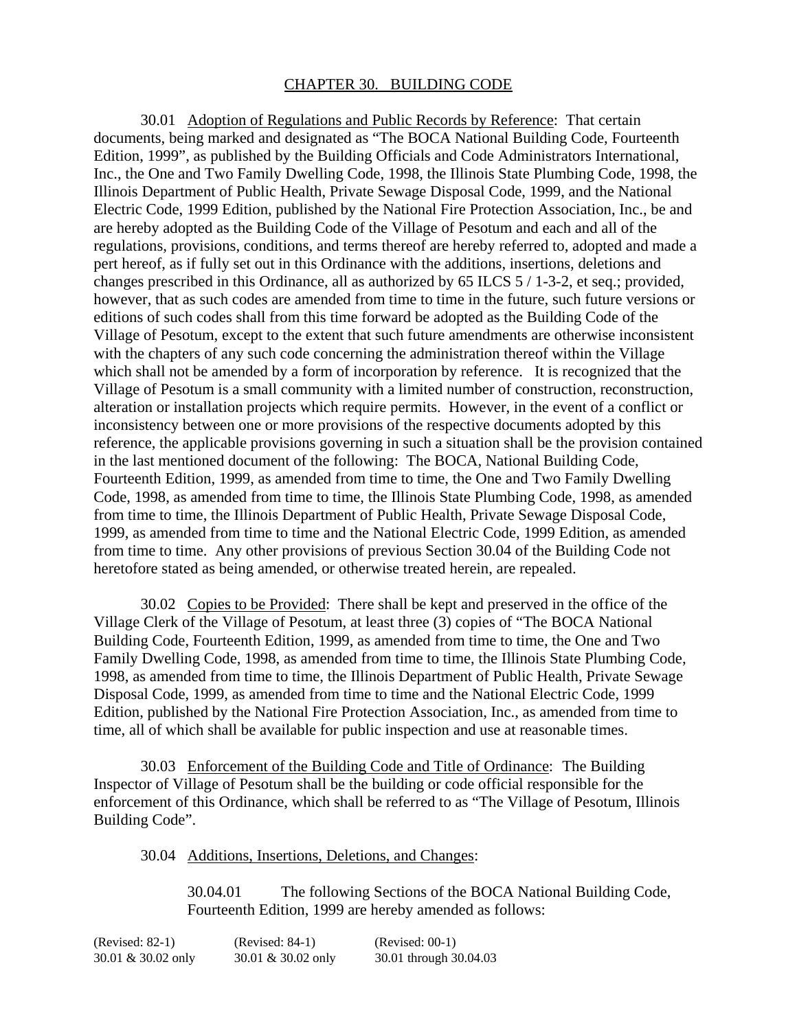# CHAPTER 30. BUILDING CODE

30.01 Adoption of Regulations and Public Records by Reference: That certain documents, being marked and designated as "The BOCA National Building Code, Fourteenth Edition, 1999", as published by the Building Officials and Code Administrators International, Inc., the One and Two Family Dwelling Code, 1998, the Illinois State Plumbing Code, 1998, the Illinois Department of Public Health, Private Sewage Disposal Code, 1999, and the National Electric Code, 1999 Edition, published by the National Fire Protection Association, Inc., be and are hereby adopted as the Building Code of the Village of Pesotum and each and all of the regulations, provisions, conditions, and terms thereof are hereby referred to, adopted and made a pert hereof, as if fully set out in this Ordinance with the additions, insertions, deletions and changes prescribed in this Ordinance, all as authorized by 65 ILCS 5 / 1-3-2, et seq.; provided, however, that as such codes are amended from time to time in the future, such future versions or editions of such codes shall from this time forward be adopted as the Building Code of the Village of Pesotum, except to the extent that such future amendments are otherwise inconsistent with the chapters of any such code concerning the administration thereof within the Village which shall not be amended by a form of incorporation by reference. It is recognized that the Village of Pesotum is a small community with a limited number of construction, reconstruction, alteration or installation projects which require permits. However, in the event of a conflict or inconsistency between one or more provisions of the respective documents adopted by this reference, the applicable provisions governing in such a situation shall be the provision contained in the last mentioned document of the following: The BOCA, National Building Code, Fourteenth Edition, 1999, as amended from time to time, the One and Two Family Dwelling Code, 1998, as amended from time to time, the Illinois State Plumbing Code, 1998, as amended from time to time, the Illinois Department of Public Health, Private Sewage Disposal Code, 1999, as amended from time to time and the National Electric Code, 1999 Edition, as amended from time to time. Any other provisions of previous Section 30.04 of the Building Code not heretofore stated as being amended, or otherwise treated herein, are repealed.

30.02 Copies to be Provided: There shall be kept and preserved in the office of the Village Clerk of the Village of Pesotum, at least three (3) copies of "The BOCA National Building Code, Fourteenth Edition, 1999, as amended from time to time, the One and Two Family Dwelling Code, 1998, as amended from time to time, the Illinois State Plumbing Code, 1998, as amended from time to time, the Illinois Department of Public Health, Private Sewage Disposal Code, 1999, as amended from time to time and the National Electric Code, 1999 Edition, published by the National Fire Protection Association, Inc., as amended from time to time, all of which shall be available for public inspection and use at reasonable times.

30.03 Enforcement of the Building Code and Title of Ordinance: The Building Inspector of Village of Pesotum shall be the building or code official responsible for the enforcement of this Ordinance, which shall be referred to as "The Village of Pesotum, Illinois Building Code".

30.04 Additions, Insertions, Deletions, and Changes:

30.04.01 The following Sections of the BOCA National Building Code, Fourteenth Edition, 1999 are hereby amended as follows:

(Revised: 82-1) 30.01 & 30.02 only    (Revised: 84-1) 30.01 & 30.02 only    (Revised: 00-1) 30.01 through 30.04.03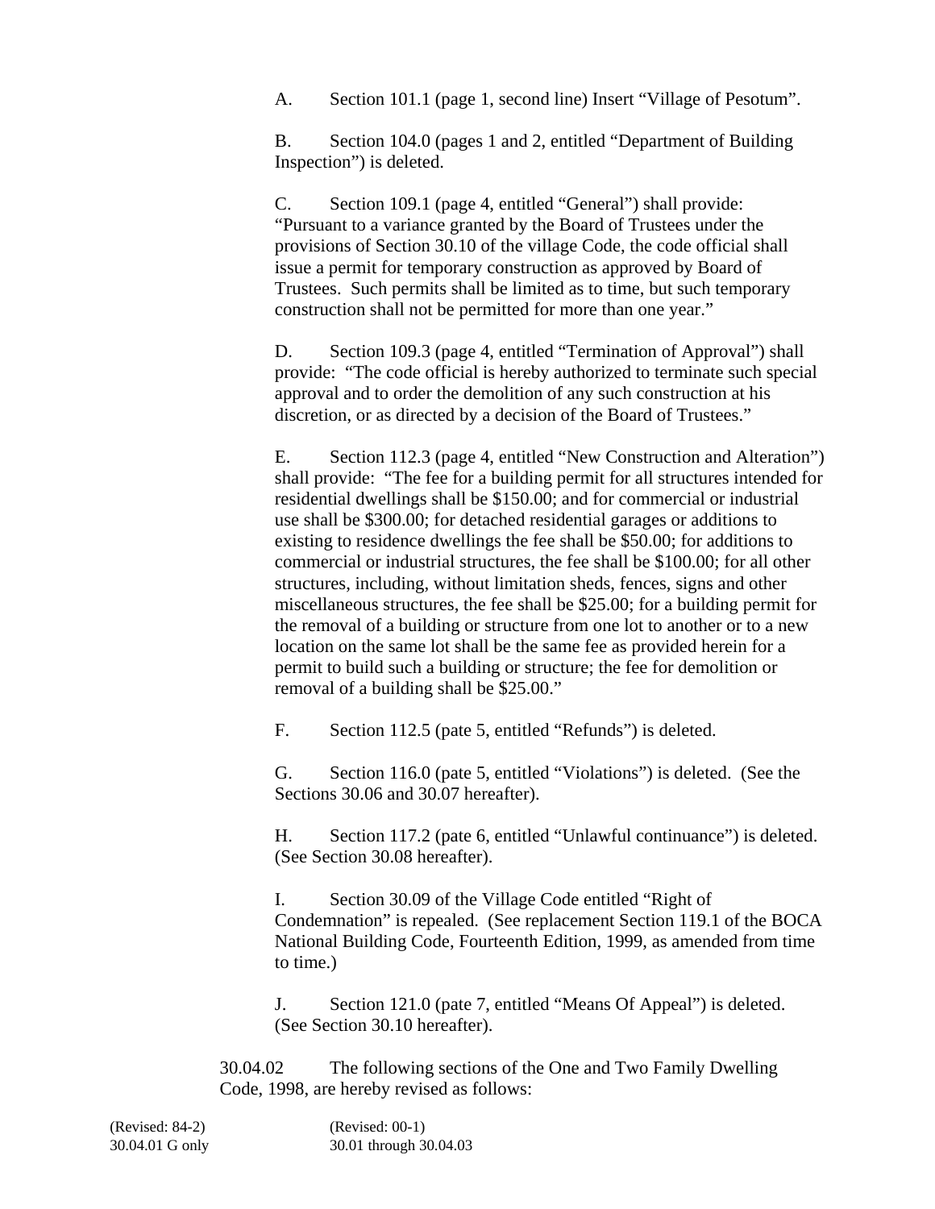A. Section 101.1 (page 1, second line) Insert "Village of Pesotum".

B. Section 104.0 (pages 1 and 2, entitled "Department of Building Inspection") is deleted.

C. Section 109.1 (page 4, entitled "General") shall provide: "Pursuant to a variance granted by the Board of Trustees under the provisions of Section 30.10 of the village Code, the code official shall issue a permit for temporary construction as approved by Board of Trustees. Such permits shall be limited as to time, but such temporary construction shall not be permitted for more than one year."

D. Section 109.3 (page 4, entitled "Termination of Approval") shall provide: "The code official is hereby authorized to terminate such special approval and to order the demolition of any such construction at his discretion, or as directed by a decision of the Board of Trustees."

E. Section 112.3 (page 4, entitled "New Construction and Alteration") shall provide: "The fee for a building permit for all structures intended for residential dwellings shall be $150.00; and for commercial or industrial use shall be $300.00; for detached residential garages or additions to existing to residence dwellings the fee shall be $50.00; for additions to commercial or industrial structures, the fee shall be $100.00; for all other structures, including, without limitation sheds, fences, signs and other miscellaneous structures, the fee shall be $25.00; for a building permit for the removal of a building or structure from one lot to another or to a new location on the same lot shall be the same fee as provided herein for a permit to build such a building or structure; the fee for demolition or removal of a building shall be $25.00."

F. Section 112.5 (pate 5, entitled "Refunds") is deleted.

G. Section 116.0 (pate 5, entitled "Violations") is deleted. (See the Sections 30.06 and 30.07 hereafter).

H. Section 117.2 (pate 6, entitled "Unlawful continuance") is deleted. (See Section 30.08 hereafter).

I. Section 30.09 of the Village Code entitled "Right of Condemnation" is repealed. (See replacement Section 119.1 of the BOCA National Building Code, Fourteenth Edition, 1999, as amended from time to time.)

J. Section 121.0 (pate 7, entitled "Means Of Appeal") is deleted. (See Section 30.10 hereafter).

30.04.02 The following sections of the One and Two Family Dwelling Code, 1998, are hereby revised as follows:

(Revised: 84-2)
30.04.01 G only

(Revised: 00-1)
30.01 through 30.04.03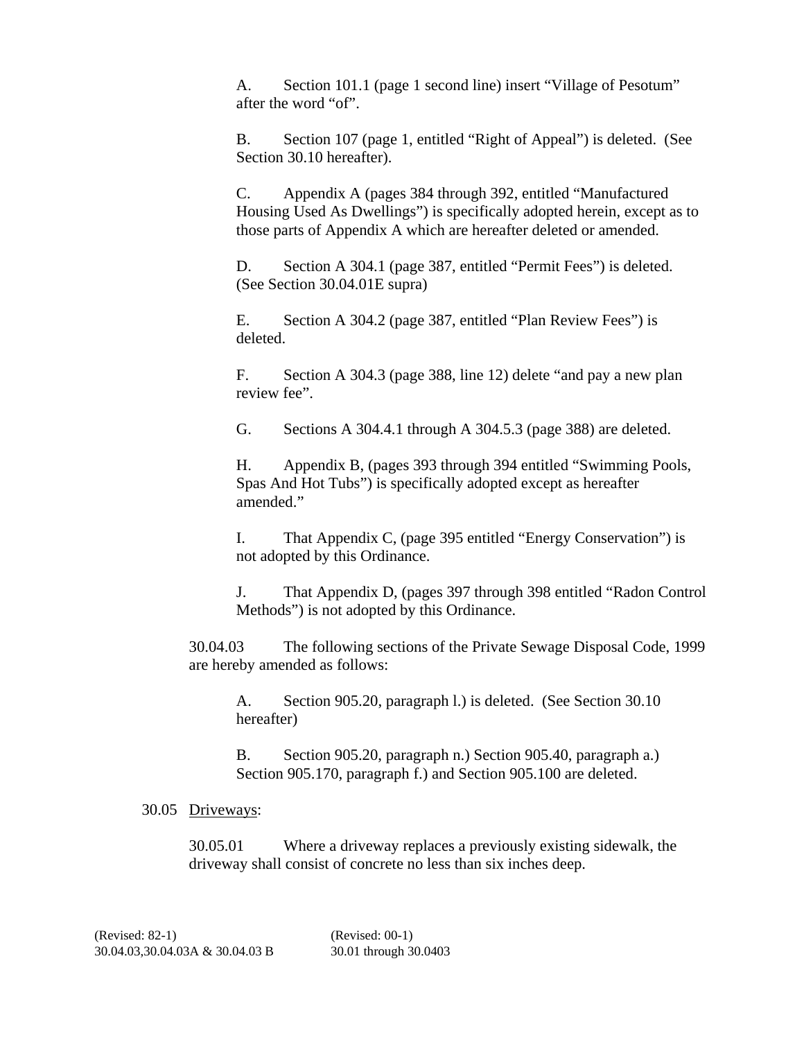A. Section 101.1 (page 1 second line) insert “Village of Pesotum” after the word “of”.

B. Section 107 (page 1, entitled “Right of Appeal”) is deleted. (See Section 30.10 hereafter).

C. Appendix A (pages 384 through 392, entitled “Manufactured Housing Used As Dwellings”) is specifically adopted herein, except as to those parts of Appendix A which are hereafter deleted or amended.

D. Section A 304.1 (page 387, entitled “Permit Fees”) is deleted. (See Section 30.04.01E supra)

E. Section A 304.2 (page 387, entitled “Plan Review Fees”) is deleted.

F. Section A 304.3 (page 388, line 12) delete “and pay a new plan review fee”.

G. Sections A 304.4.1 through A 304.5.3 (page 388) are deleted.

H. Appendix B, (pages 393 through 394 entitled “Swimming Pools, Spas And Hot Tubs”) is specifically adopted except as hereafter amended.”

I. That Appendix C, (page 395 entitled “Energy Conservation”) is not adopted by this Ordinance.

J. That Appendix D, (pages 397 through 398 entitled “Radon Control Methods”) is not adopted by this Ordinance.

30.04.03 The following sections of the Private Sewage Disposal Code, 1999 are hereby amended as follows:

A. Section 905.20, paragraph l.) is deleted. (See Section 30.10 hereafter)

B. Section 905.20, paragraph n.) Section 905.40, paragraph a.) Section 905.170, paragraph f.) and Section 905.100 are deleted.

30.05 Driveways:

30.05.01 Where a driveway replaces a previously existing sidewalk, the driveway shall consist of concrete no less than six inches deep.

(Revised: 82-1)
30.04.03,30.04.03A & 30.04.03 B

(Revised: 00-1)
30.01 through 30.0403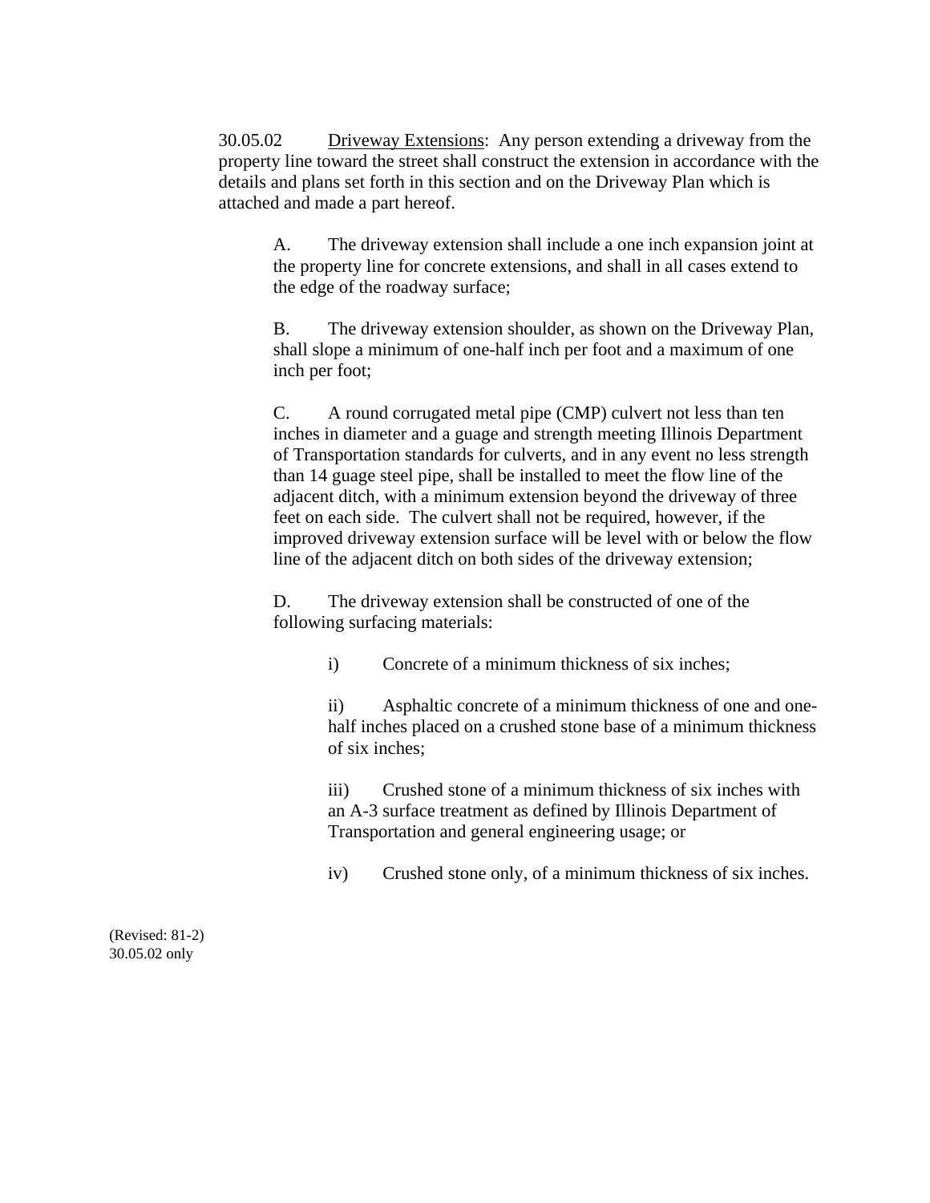30.05.02 <u>Driveway Extensions</u>: Any person extending a driveway from the property line toward the street shall construct the extension in accordance with the details and plans set forth in this section and on the Driveway Plan which is attached and made a part hereof.

A. The driveway extension shall include a one inch expansion joint at the property line for concrete extensions, and shall in all cases extend to the edge of the roadway surface;

B. The driveway extension shoulder, as shown on the Driveway Plan, shall slope a minimum of one-half inch per foot and a maximum of one inch per foot;

C. A round corrugated metal pipe (CMP) culvert not less than ten inches in diameter and a guage and strength meeting Illinois Department of Transportation standards for culverts, and in any event no less strength than 14 guage steel pipe, shall be installed to meet the flow line of the adjacent ditch, with a minimum extension beyond the driveway of three feet on each side. The culvert shall not be required, however, if the improved driveway extension surface will be level with or below the flow line of the adjacent ditch on both sides of the driveway extension;

D. The driveway extension shall be constructed of one of the following surfacing materials:

i) Concrete of a minimum thickness of six inches;

ii) Asphaltic concrete of a minimum thickness of one and one-half inches placed on a crushed stone base of a minimum thickness of six inches;

iii) Crushed stone of a minimum thickness of six inches with an A-3 surface treatment as defined by Illinois Department of Transportation and general engineering usage; or

iv) Crushed stone only, of a minimum thickness of six inches.

(Revised: 81-2)
30.05.02 only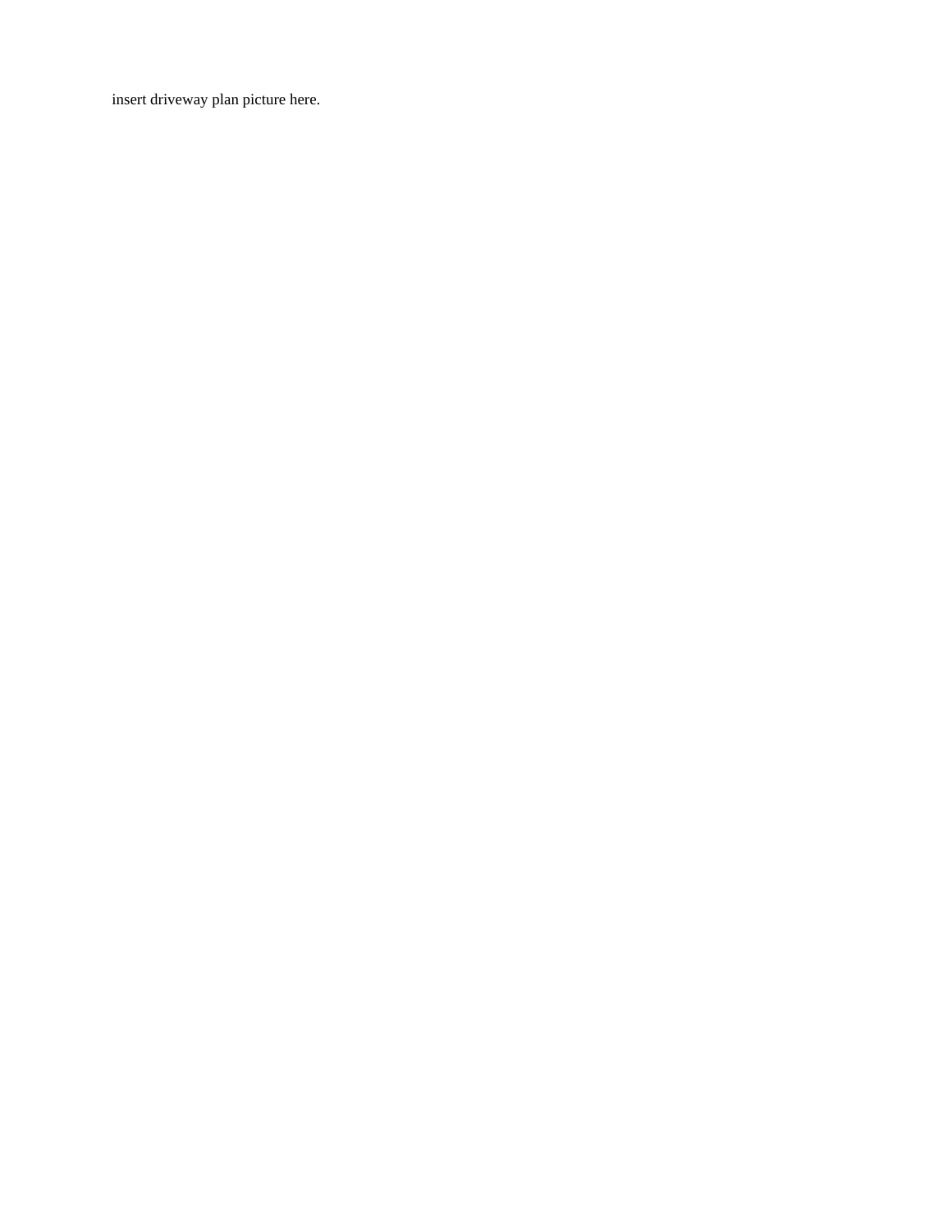insert driveway plan picture here.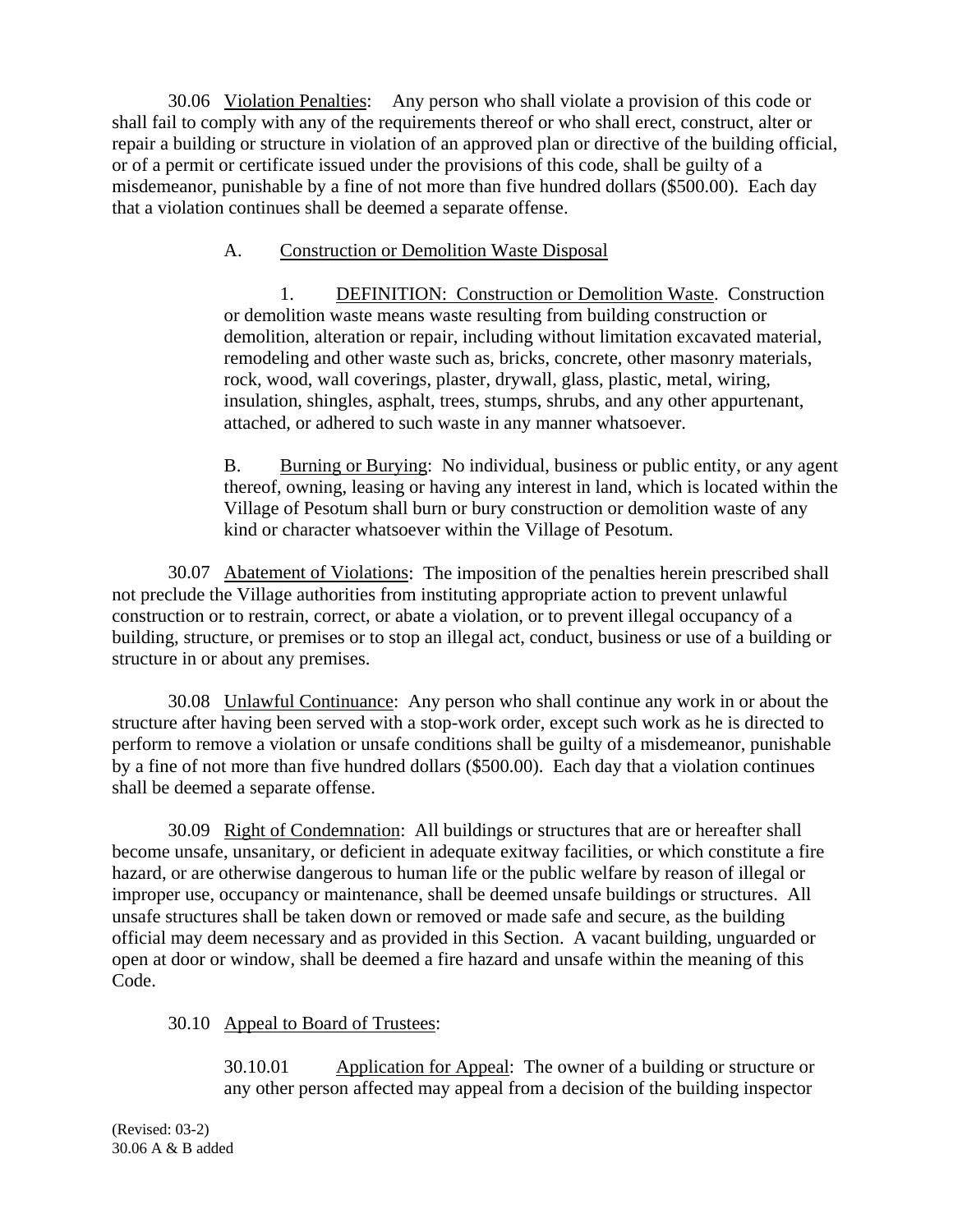30.06 Violation Penalties: Any person who shall violate a provision of this code or shall fail to comply with any of the requirements thereof or who shall erect, construct, alter or repair a building or structure in violation of an approved plan or directive of the building official, or of a permit or certificate issued under the provisions of this code, shall be guilty of a misdemeanor, punishable by a fine of not more than five hundred dollars ($500.00). Each day that a violation continues shall be deemed a separate offense.

A. Construction or Demolition Waste Disposal

1. DEFINITION: Construction or Demolition Waste. Construction or demolition waste means waste resulting from building construction or demolition, alteration or repair, including without limitation excavated material, remodeling and other waste such as, bricks, concrete, other masonry materials, rock, wood, wall coverings, plaster, drywall, glass, plastic, metal, wiring, insulation, shingles, asphalt, trees, stumps, shrubs, and any other appurtenant, attached, or adhered to such waste in any manner whatsoever.

B. Burning or Burying: No individual, business or public entity, or any agent thereof, owning, leasing or having any interest in land, which is located within the Village of Pesotum shall burn or bury construction or demolition waste of any kind or character whatsoever within the Village of Pesotum.

30.07 Abatement of Violations: The imposition of the penalties herein prescribed shall not preclude the Village authorities from instituting appropriate action to prevent unlawful construction or to restrain, correct, or abate a violation, or to prevent illegal occupancy of a building, structure, or premises or to stop an illegal act, conduct, business or use of a building or structure in or about any premises.

30.08 Unlawful Continuance: Any person who shall continue any work in or about the structure after having been served with a stop-work order, except such work as he is directed to perform to remove a violation or unsafe conditions shall be guilty of a misdemeanor, punishable by a fine of not more than five hundred dollars ($500.00). Each day that a violation continues shall be deemed a separate offense.

30.09 Right of Condemnation: All buildings or structures that are or hereafter shall become unsafe, unsanitary, or deficient in adequate exitway facilities, or which constitute a fire hazard, or are otherwise dangerous to human life or the public welfare by reason of illegal or improper use, occupancy or maintenance, shall be deemed unsafe buildings or structures. All unsafe structures shall be taken down or removed or made safe and secure, as the building official may deem necessary and as provided in this Section. A vacant building, unguarded or open at door or window, shall be deemed a fire hazard and unsafe within the meaning of this Code.

30.10 Appeal to Board of Trustees:

30.10.01 Application for Appeal: The owner of a building or structure or any other person affected may appeal from a decision of the building inspector

(Revised: 03-2)
30.06 A & B added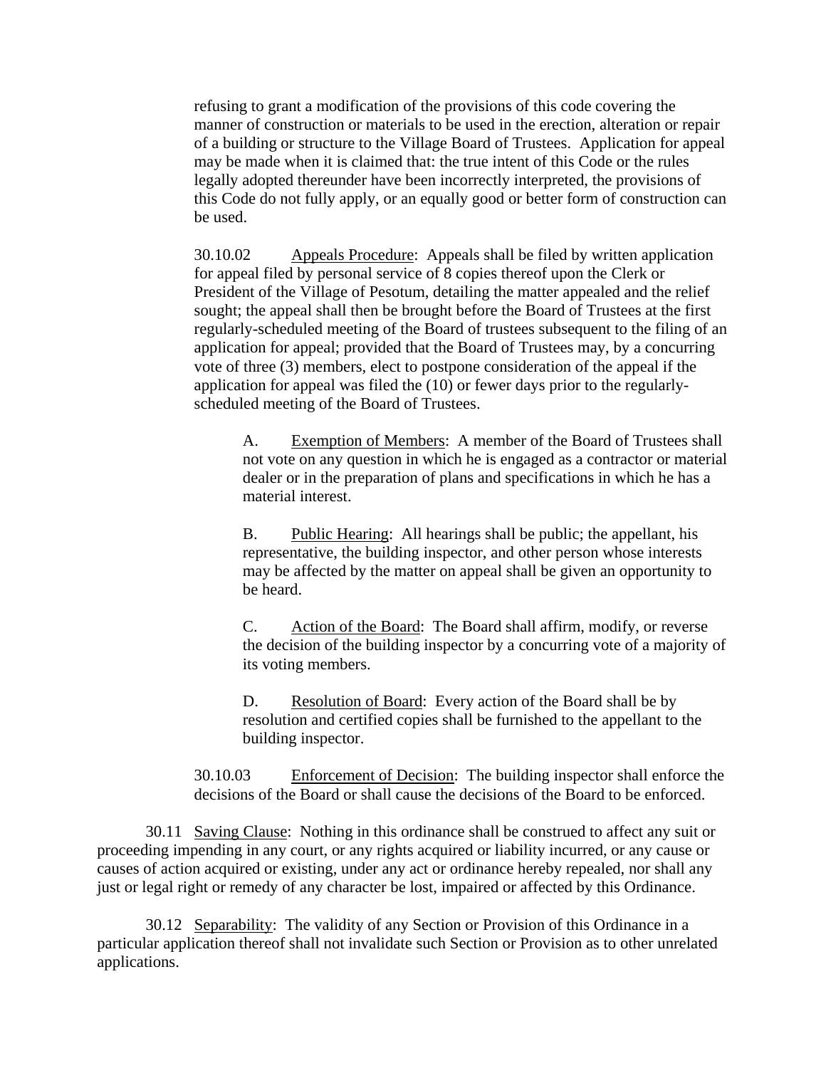refusing to grant a modification of the provisions of this code covering the manner of construction or materials to be used in the erection, alteration or repair of a building or structure to the Village Board of Trustees. Application for appeal may be made when it is claimed that: the true intent of this Code or the rules legally adopted thereunder have been incorrectly interpreted, the provisions of this Code do not fully apply, or an equally good or better form of construction can be used.

30.10.02 Appeals Procedure: Appeals shall be filed by written application for appeal filed by personal service of 8 copies thereof upon the Clerk or President of the Village of Pesotum, detailing the matter appealed and the relief sought; the appeal shall then be brought before the Board of Trustees at the first regularly-scheduled meeting of the Board of trustees subsequent to the filing of an application for appeal; provided that the Board of Trustees may, by a concurring vote of three (3) members, elect to postpone consideration of the appeal if the application for appeal was filed the (10) or fewer days prior to the regularly-scheduled meeting of the Board of Trustees.

A. Exemption of Members: A member of the Board of Trustees shall not vote on any question in which he is engaged as a contractor or material dealer or in the preparation of plans and specifications in which he has a material interest.

B. Public Hearing: All hearings shall be public; the appellant, his representative, the building inspector, and other person whose interests may be affected by the matter on appeal shall be given an opportunity to be heard.

C. Action of the Board: The Board shall affirm, modify, or reverse the decision of the building inspector by a concurring vote of a majority of its voting members.

D. Resolution of Board: Every action of the Board shall be by resolution and certified copies shall be furnished to the appellant to the building inspector.

30.10.03 Enforcement of Decision: The building inspector shall enforce the decisions of the Board or shall cause the decisions of the Board to be enforced.

30.11 Saving Clause: Nothing in this ordinance shall be construed to affect any suit or proceeding impending in any court, or any rights acquired or liability incurred, or any cause or causes of action acquired or existing, under any act or ordinance hereby repealed, nor shall any just or legal right or remedy of any character be lost, impaired or affected by this Ordinance.

30.12 Separability: The validity of any Section or Provision of this Ordinance in a particular application thereof shall not invalidate such Section or Provision as to other unrelated applications.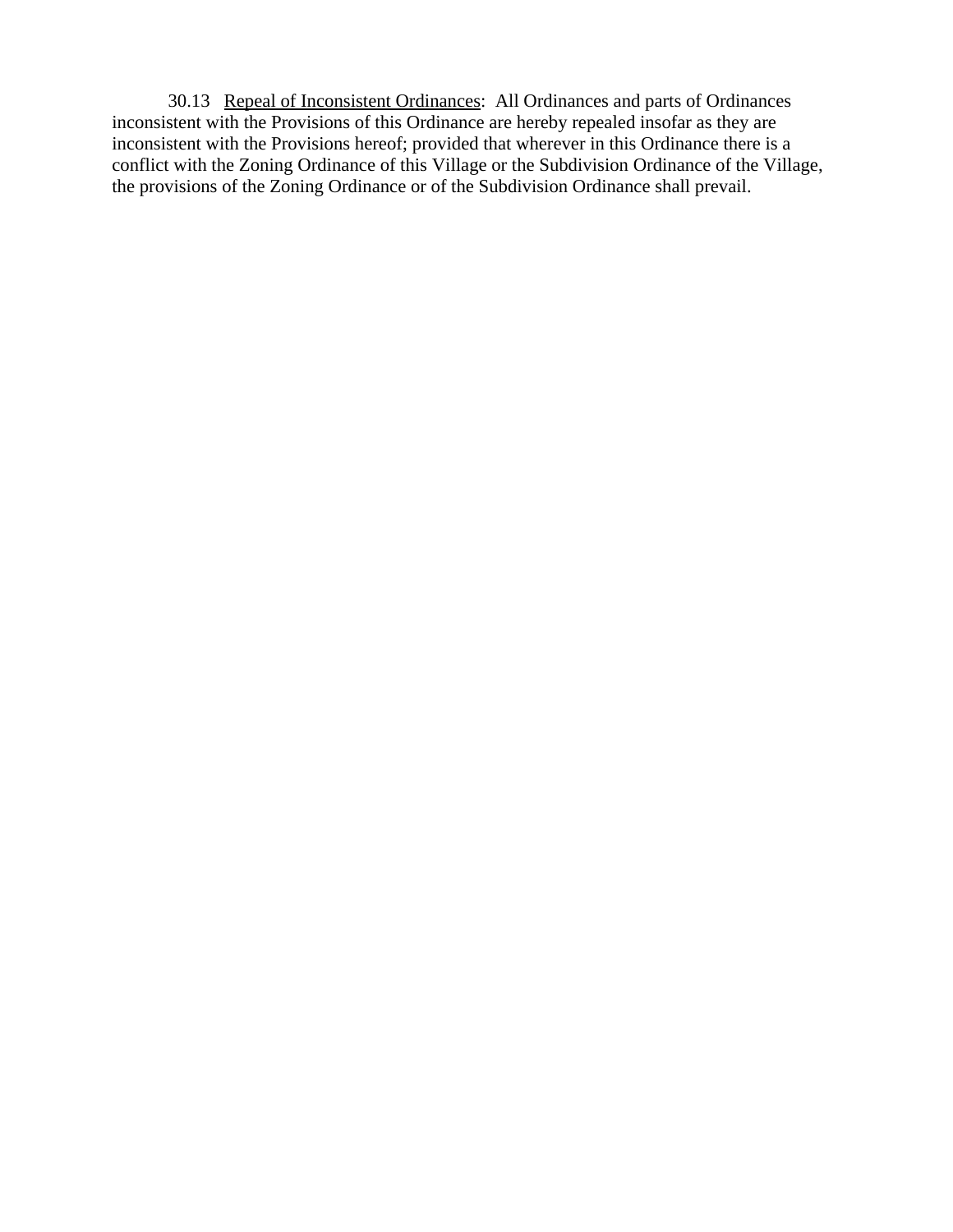30.13 <u>Repeal of Inconsistent Ordinances</u>: All Ordinances and parts of Ordinances inconsistent with the Provisions of this Ordinance are hereby repealed insofar as they are inconsistent with the Provisions hereof; provided that wherever in this Ordinance there is a conflict with the Zoning Ordinance of this Village or the Subdivision Ordinance of the Village, the provisions of the Zoning Ordinance or of the Subdivision Ordinance shall prevail.